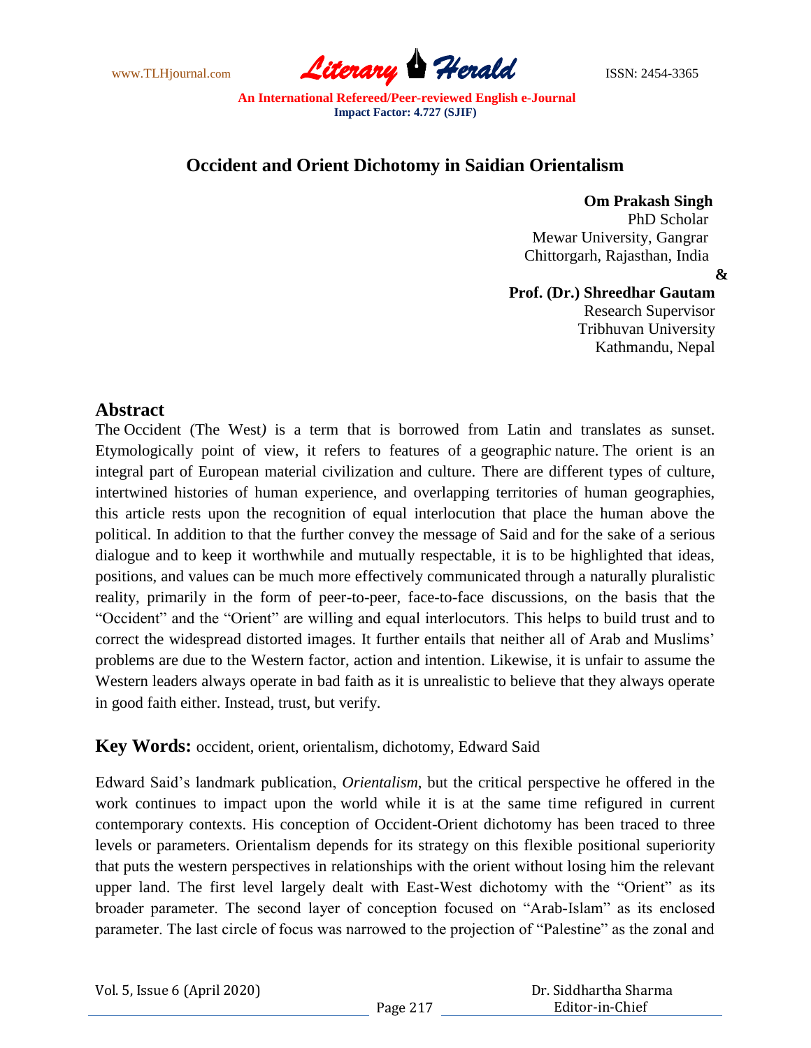# Occident and Orient Dichotomy in Saidian Orientalism

**Om Prakash Singh**
PhD Scholar
Mewar University, Gangrar
Chittorgarh, Rajasthan, India

**&**

**Prof. (Dr.) Shreedhar Gautam**
Research Supervisor
Tribhuvan University
Kathmandu, Nepal

## Abstract

The Occident (The West*)* is a term that is borrowed from Latin and translates as sunset. Etymologically point of view, it refers to features of a geographic nature. The orient is an integral part of European material civilization and culture. There are different types of culture, intertwined histories of human experience, and overlapping territories of human geographies, this article rests upon the recognition of equal interlocution that place the human above the political. In addition to that the further convey the message of Said and for the sake of a serious dialogue and to keep it worthwhile and mutually respectable, it is to be highlighted that ideas, positions, and values can be much more effectively communicated through a naturally pluralistic reality, primarily in the form of peer-to-peer, face-to-face discussions, on the basis that the "Occident" and the "Orient" are willing and equal interlocutors. This helps to build trust and to correct the widespread distorted images. It further entails that neither all of Arab and Muslims' problems are due to the Western factor, action and intention. Likewise, it is unfair to assume the Western leaders always operate in bad faith as it is unrealistic to believe that they always operate in good faith either. Instead, trust, but verify.

**Key Words:** occident, orient, orientalism, dichotomy, Edward Said

Edward Said's landmark publication, *Orientalism*, but the critical perspective he offered in the work continues to impact upon the world while it is at the same time refigured in current contemporary contexts. His conception of Occident-Orient dichotomy has been traced to three levels or parameters. Orientalism depends for its strategy on this flexible positional superiority that puts the western perspectives in relationships with the orient without losing him the relevant upper land. The first level largely dealt with East-West dichotomy with the "Orient" as its broader parameter. The second layer of conception focused on "Arab-Islam" as its enclosed parameter. The last circle of focus was narrowed to the projection of "Palestine" as the zonal and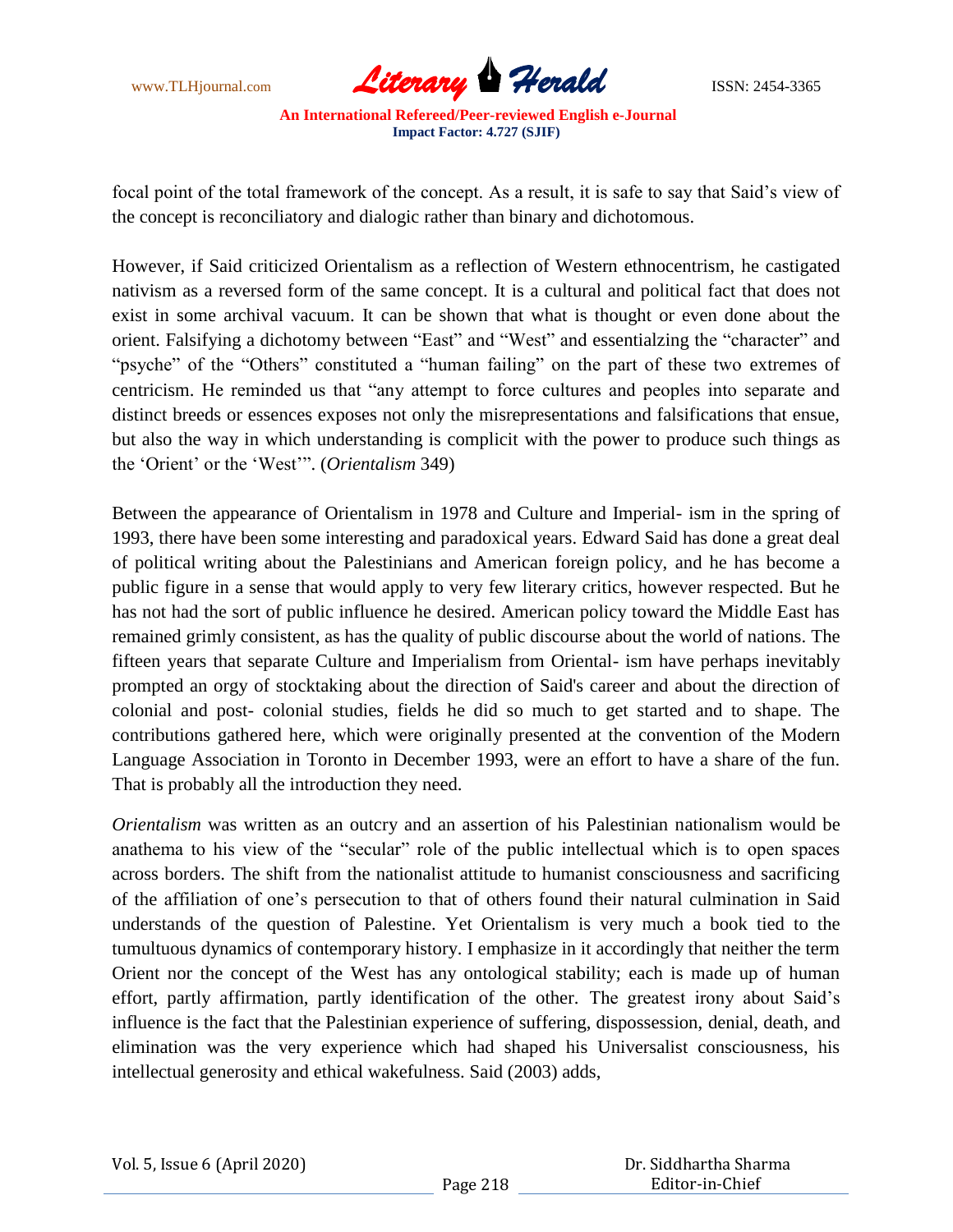focal point of the total framework of the concept. As a result, it is safe to say that Said's view of the concept is reconciliatory and dialogic rather than binary and dichotomous.

However, if Said criticized Orientalism as a reflection of Western ethnocentrism, he castigated nativism as a reversed form of the same concept. It is a cultural and political fact that does not exist in some archival vacuum. It can be shown that what is thought or even done about the orient. Falsifying a dichotomy between "East" and "West" and essentialzing the "character" and "psyche" of the "Others" constituted a "human failing" on the part of these two extremes of centricism. He reminded us that "any attempt to force cultures and peoples into separate and distinct breeds or essences exposes not only the misrepresentations and falsifications that ensue, but also the way in which understanding is complicit with the power to produce such things as the 'Orient' or the 'West'". (*Orientalism* 349)

Between the appearance of Orientalism in 1978 and Culture and Imperial- ism in the spring of 1993, there have been some interesting and paradoxical years. Edward Said has done a great deal of political writing about the Palestinians and American foreign policy, and he has become a public figure in a sense that would apply to very few literary critics, however respected. But he has not had the sort of public influence he desired. American policy toward the Middle East has remained grimly consistent, as has the quality of public discourse about the world of nations. The fifteen years that separate Culture and Imperialism from Oriental- ism have perhaps inevitably prompted an orgy of stocktaking about the direction of Said's career and about the direction of colonial and post- colonial studies, fields he did so much to get started and to shape. The contributions gathered here, which were originally presented at the convention of the Modern Language Association in Toronto in December 1993, were an effort to have a share of the fun. That is probably all the introduction they need.

*Orientalism* was written as an outcry and an assertion of his Palestinian nationalism would be anathema to his view of the "secular" role of the public intellectual which is to open spaces across borders. The shift from the nationalist attitude to humanist consciousness and sacrificing of the affiliation of one's persecution to that of others found their natural culmination in Said understands of the question of Palestine. Yet Orientalism is very much a book tied to the tumultuous dynamics of contemporary history. I emphasize in it accordingly that neither the term Orient nor the concept of the West has any ontological stability; each is made up of human effort, partly affirmation, partly identification of the other. The greatest irony about Said's influence is the fact that the Palestinian experience of suffering, dispossession, denial, death, and elimination was the very experience which had shaped his Universalist consciousness, his intellectual generosity and ethical wakefulness. Said (2003) adds,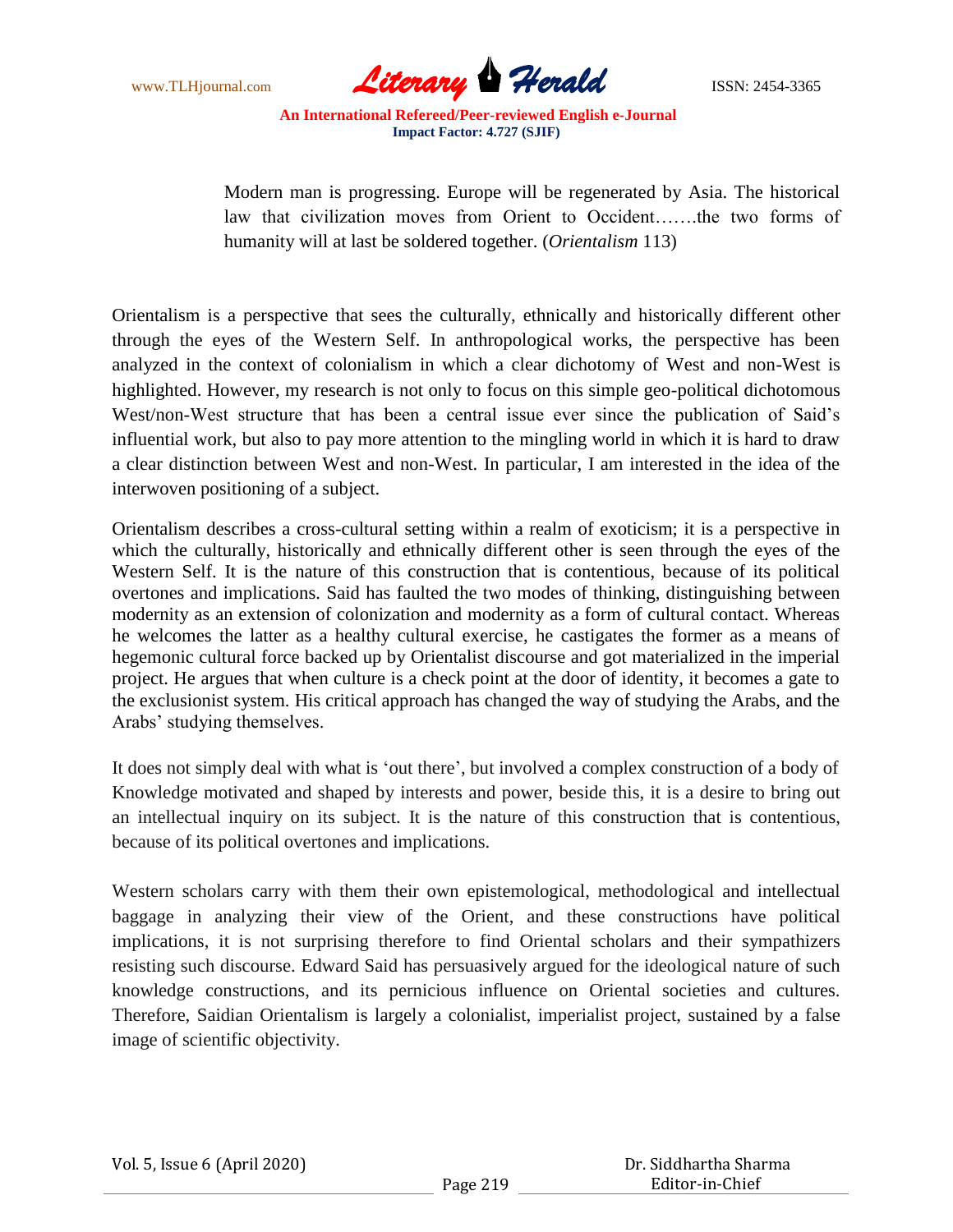> Modern man is progressing. Europe will be regenerated by Asia. The historical law that civilization moves from Orient to Occident…….the two forms of humanity will at last be soldered together. (*Orientalism* 113)

Orientalism is a perspective that sees the culturally, ethnically and historically different other through the eyes of the Western Self. In anthropological works, the perspective has been analyzed in the context of colonialism in which a clear dichotomy of West and non-West is highlighted. However, my research is not only to focus on this simple geo-political dichotomous West/non-West structure that has been a central issue ever since the publication of Said's influential work, but also to pay more attention to the mingling world in which it is hard to draw a clear distinction between West and non-West. In particular, I am interested in the idea of the interwoven positioning of a subject.

Orientalism describes a cross-cultural setting within a realm of exoticism; it is a perspective in which the culturally, historically and ethnically different other is seen through the eyes of the Western Self. It is the nature of this construction that is contentious, because of its political overtones and implications. Said has faulted the two modes of thinking, distinguishing between modernity as an extension of colonization and modernity as a form of cultural contact. Whereas he welcomes the latter as a healthy cultural exercise, he castigates the former as a means of hegemonic cultural force backed up by Orientalist discourse and got materialized in the imperial project. He argues that when culture is a check point at the door of identity, it becomes a gate to the exclusionist system. His critical approach has changed the way of studying the Arabs, and the Arabs' studying themselves.

It does not simply deal with what is 'out there', but involved a complex construction of a body of Knowledge motivated and shaped by interests and power, beside this, it is a desire to bring out an intellectual inquiry on its subject. It is the nature of this construction that is contentious, because of its political overtones and implications.

Western scholars carry with them their own epistemological, methodological and intellectual baggage in analyzing their view of the Orient, and these constructions have political implications, it is not surprising therefore to find Oriental scholars and their sympathizers resisting such discourse. Edward Said has persuasively argued for the ideological nature of such knowledge constructions, and its pernicious influence on Oriental societies and cultures. Therefore, Saidian Orientalism is largely a colonialist, imperialist project, sustained by a false image of scientific objectivity.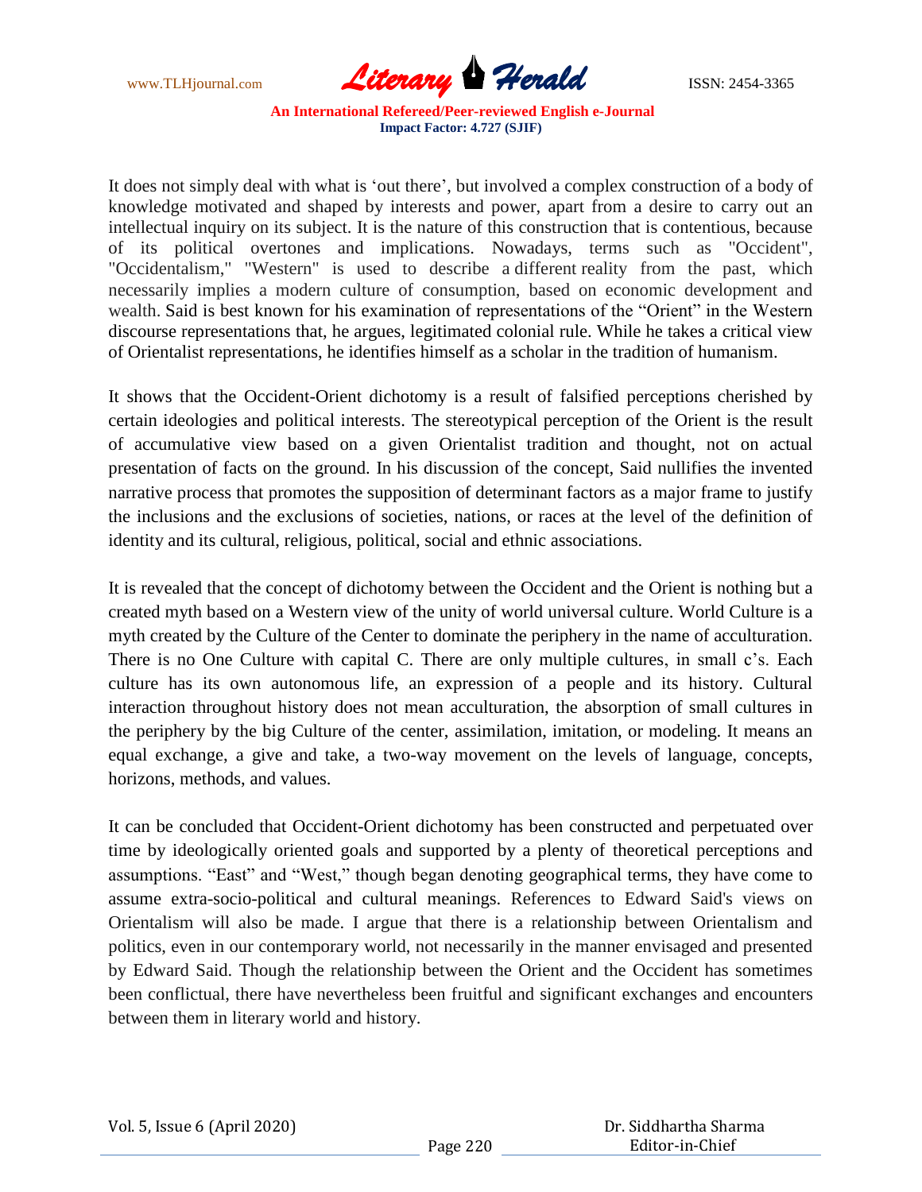It does not simply deal with what is 'out there', but involved a complex construction of a body of knowledge motivated and shaped by interests and power, apart from a desire to carry out an intellectual inquiry on its subject. It is the nature of this construction that is contentious, because of its political overtones and implications. Nowadays, terms such as "Occident", "Occidentalism," "Western" is used to describe a different reality from the past, which necessarily implies a modern culture of consumption, based on economic development and wealth. Said is best known for his examination of representations of the "Orient" in the Western discourse representations that, he argues, legitimated colonial rule. While he takes a critical view of Orientalist representations, he identifies himself as a scholar in the tradition of humanism.

It shows that the Occident-Orient dichotomy is a result of falsified perceptions cherished by certain ideologies and political interests. The stereotypical perception of the Orient is the result of accumulative view based on a given Orientalist tradition and thought, not on actual presentation of facts on the ground. In his discussion of the concept, Said nullifies the invented narrative process that promotes the supposition of determinant factors as a major frame to justify the inclusions and the exclusions of societies, nations, or races at the level of the definition of identity and its cultural, religious, political, social and ethnic associations.

It is revealed that the concept of dichotomy between the Occident and the Orient is nothing but a created myth based on a Western view of the unity of world universal culture. World Culture is a myth created by the Culture of the Center to dominate the periphery in the name of acculturation. There is no One Culture with capital C. There are only multiple cultures, in small c's. Each culture has its own autonomous life, an expression of a people and its history. Cultural interaction throughout history does not mean acculturation, the absorption of small cultures in the periphery by the big Culture of the center, assimilation, imitation, or modeling. It means an equal exchange, a give and take, a two-way movement on the levels of language, concepts, horizons, methods, and values.

It can be concluded that Occident-Orient dichotomy has been constructed and perpetuated over time by ideologically oriented goals and supported by a plenty of theoretical perceptions and assumptions. "East" and "West," though began denoting geographical terms, they have come to assume extra-socio-political and cultural meanings. References to Edward Said's views on Orientalism will also be made. I argue that there is a relationship between Orientalism and politics, even in our contemporary world, not necessarily in the manner envisaged and presented by Edward Said. Though the relationship between the Orient and the Occident has sometimes been conflictual, there have nevertheless been fruitful and significant exchanges and encounters between them in literary world and history.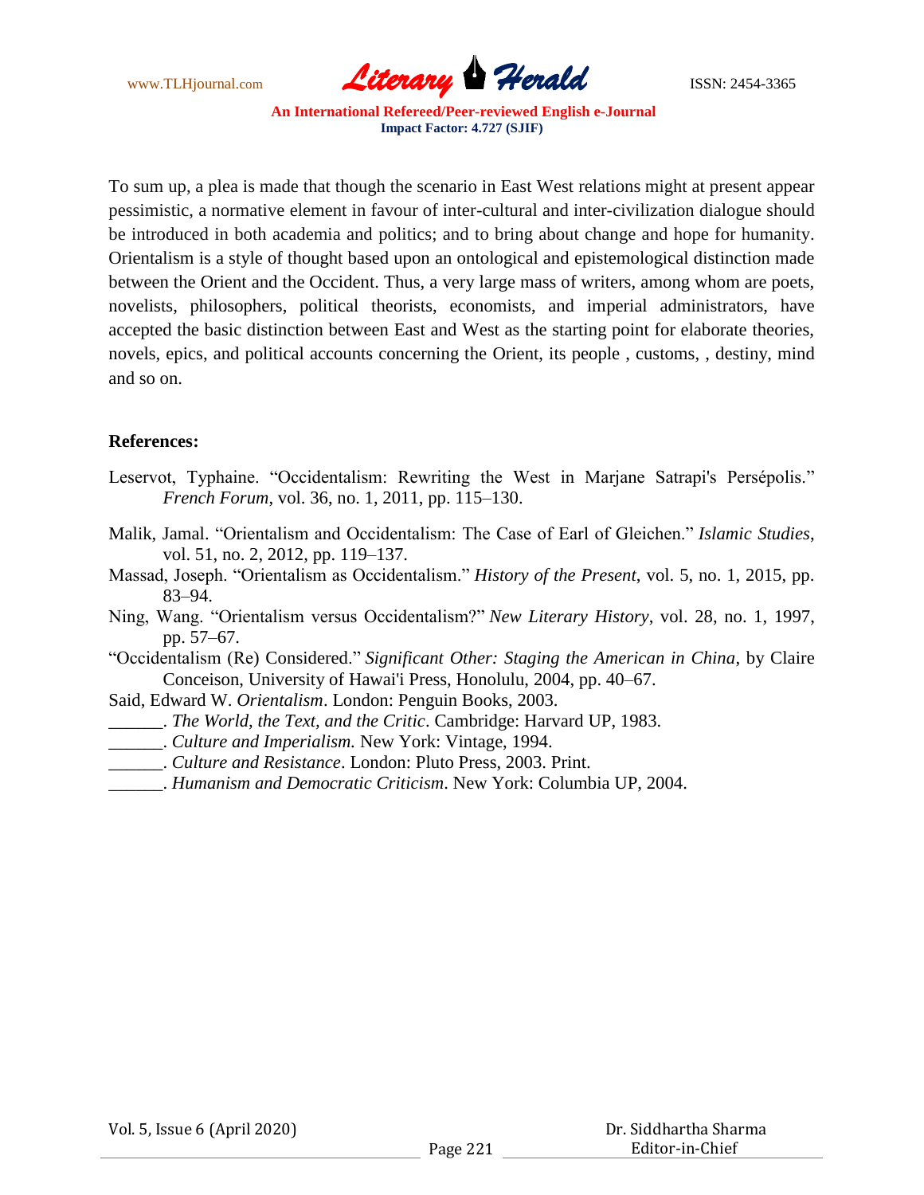To sum up, a plea is made that though the scenario in East West relations might at present appear pessimistic, a normative element in favour of inter-cultural and inter-civilization dialogue should be introduced in both academia and politics; and to bring about change and hope for humanity. Orientalism is a style of thought based upon an ontological and epistemological distinction made between the Orient and the Occident. Thus, a very large mass of writers, among whom are poets, novelists, philosophers, political theorists, economists, and imperial administrators, have accepted the basic distinction between East and West as the starting point for elaborate theories, novels, epics, and political accounts concerning the Orient, its people , customs, , destiny, mind and so on.

**References:**

Leservot, Typhaine. "Occidentalism: Rewriting the West in Marjane Satrapi's Persépolis." *French Forum*, vol. 36, no. 1, 2011, pp. 115–130.

Malik, Jamal. "Orientalism and Occidentalism: The Case of Earl of Gleichen." *Islamic Studies*, vol. 51, no. 2, 2012, pp. 119–137.

Massad, Joseph. "Orientalism as Occidentalism." *History of the Present*, vol. 5, no. 1, 2015, pp. 83–94.

Ning, Wang. "Orientalism versus Occidentalism?" *New Literary History*, vol. 28, no. 1, 1997, pp. 57–67.

"Occidentalism (Re) Considered." *Significant Other: Staging the American in China*, by Claire Conceison, University of Hawai'i Press, Honolulu, 2004, pp. 40–67.

Said, Edward W. *Orientalism*. London: Penguin Books, 2003.

______. *The World, the Text, and the Critic*. Cambridge: Harvard UP, 1983.

______. *Culture and Imperialism.* New York: Vintage, 1994.

______. *Culture and Resistance*. London: Pluto Press, 2003. Print.

______. *Humanism and Democratic Criticism*. New York: Columbia UP, 2004.